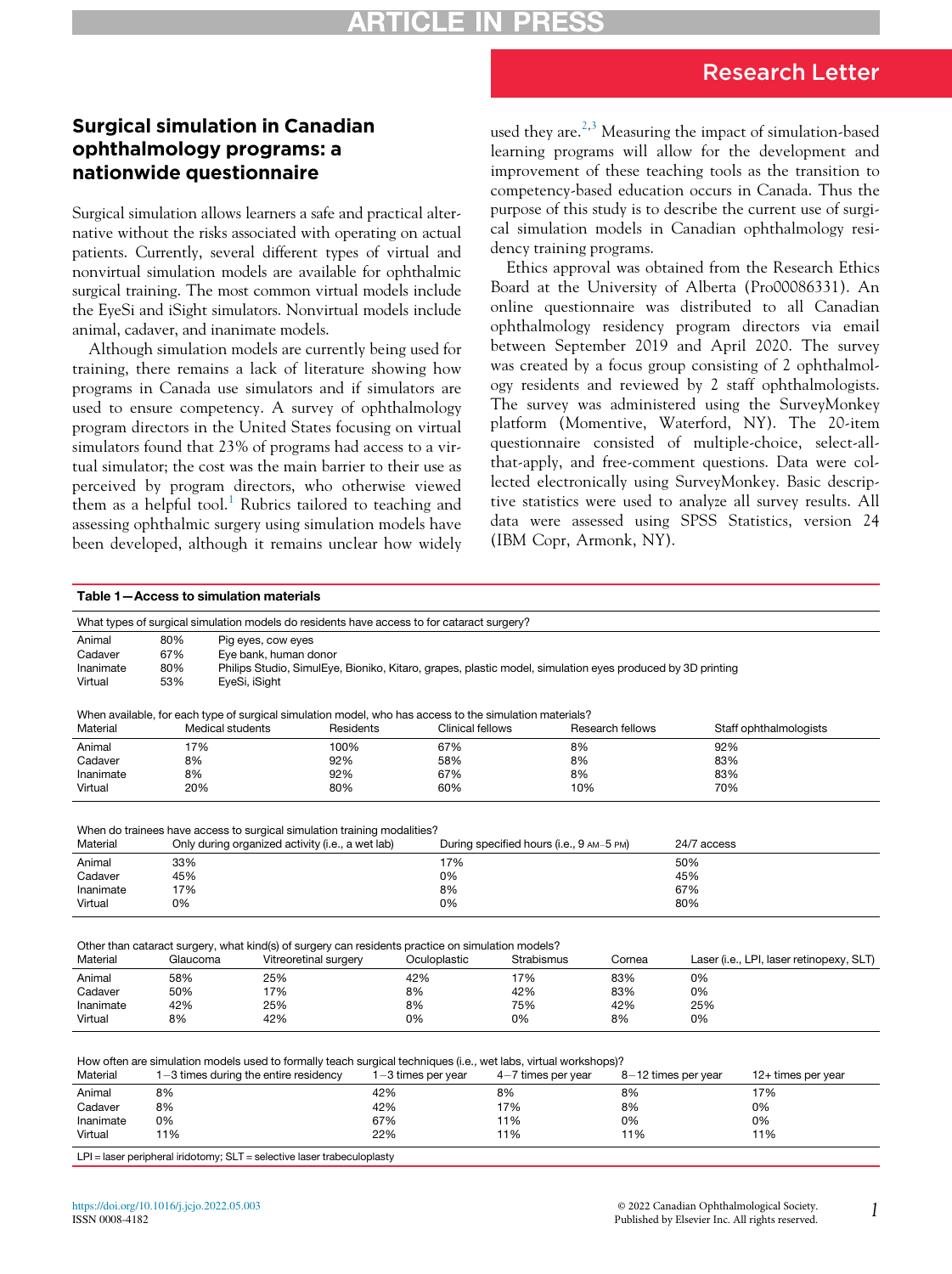Research Letter

# Surgical simulation in Canadian ophthalmology programs: a nationwide questionnaire

Surgical simulation allows learners a safe and practical alternative without the risks associated with operating on actual patients. Currently, several different types of virtual and nonvirtual simulation models are available for ophthalmic surgical training. The most common virtual models include the EyeSi and iSight simulators. Nonvirtual models include animal, cadaver, and inanimate models.

Although simulation models are currently being used for training, there remains a lack of literature showing how programs in Canada use simulators and if simulators are used to ensure competency. A survey of ophthalmology program directors in the United States focusing on virtual simulators found that 23% of programs had access to a virtual simulator; the cost was the main barrier to their use as perceived by program directors, who otherwise viewed them as a helpful tool.[1] Rubrics tailored to teaching and assessing ophthalmic surgery using simulation models have been developed, although it remains unclear how widely used they are.[2,3] Measuring the impact of simulation-based learning programs will allow for the development and improvement of these teaching tools as the transition to competency-based education occurs in Canada. Thus the purpose of this study is to describe the current use of surgical simulation models in Canadian ophthalmology residency training programs.

Ethics approval was obtained from the Research Ethics Board at the University of Alberta (Pro00086331). An online questionnaire was distributed to all Canadian ophthalmology residency program directors via email between September 2019 and April 2020. The survey was created by a focus group consisting of 2 ophthalmology residents and reviewed by 2 staff ophthalmologists. The survey was administered using the SurveyMonkey platform (Momentive, Waterford, NY). The 20-item questionnaire consisted of multiple-choice, select-all-that-apply, and free-comment questions. Data were collected electronically using SurveyMonkey. Basic descriptive statistics were used to analyze all survey results. All data were assessed using SPSS Statistics, version 24 (IBM Copr, Armonk, NY).

**Table 1—Access to simulation materials**

What types of surgical simulation models do residents have access to for cataract surgery?

| | | |
|---|---|---|
| Animal | 80% | Pig eyes, cow eyes |
| Cadaver | 67% | Eye bank, human donor |
| Inanimate | 80% | Philips Studio, SimulEye, Bioniko, Kitaro, grapes, plastic model, simulation eyes produced by 3D printing |
| Virtual | 53% | EyeSi, iSight |

When available, for each type of surgical simulation model, who has access to the simulation materials?

| Material | Medical students | Residents | Clinical fellows | Research fellows | Staff ophthalmologists |
|---|---|---|---|---|---|
| Animal | 17% | 100% | 67% | 8% | 92% |
| Cadaver | 8% | 92% | 58% | 8% | 83% |
| Inanimate | 8% | 92% | 67% | 8% | 83% |
| Virtual | 20% | 80% | 60% | 10% | 70% |

When do trainees have access to surgical simulation training modalities?

| Material | Only during organized activity (i.e., a wet lab) | During specified hours (i.e., 9 AM–5 PM) | 24/7 access |
|---|---|---|---|
| Animal | 33% | 17% | 50% |
| Cadaver | 45% | 0% | 45% |
| Inanimate | 17% | 8% | 67% |
| Virtual | 0% | 0% | 80% |

Other than cataract surgery, what kind(s) of surgery can residents practice on simulation models?

| Material | Glaucoma | Vitreoretinal surgery | Oculoplastic | Strabismus | Cornea | Laser (i.e., LPI, laser retinopexy, SLT) |
|---|---|---|---|---|---|---|
| Animal | 58% | 25% | 42% | 17% | 83% | 0% |
| Cadaver | 50% | 17% | 8% | 42% | 83% | 0% |
| Inanimate | 42% | 25% | 8% | 75% | 42% | 25% |
| Virtual | 8% | 42% | 0% | 0% | 8% | 0% |

How often are simulation models used to formally teach surgical techniques (i.e., wet labs, virtual workshops)?

| Material | 1–3 times during the entire residency | 1–3 times per year | 4–7 times per year | 8–12 times per year | 12+ times per year |
|---|---|---|---|---|---|
| Animal | 8% | 42% | 8% | 8% | 17% |
| Cadaver | 8% | 42% | 17% | 8% | 0% |
| Inanimate | 0% | 67% | 11% | 0% | 0% |
| Virtual | 11% | 22% | 11% | 11% | 11% |

LPI = laser peripheral iridotomy; SLT = selective laser trabeculoplasty

https://doi.org/10.1016/j.jcjo.2022.05.003
ISSN 0008-4182

© 2022 Canadian Ophthalmological Society. Published by Elsevier Inc. All rights reserved.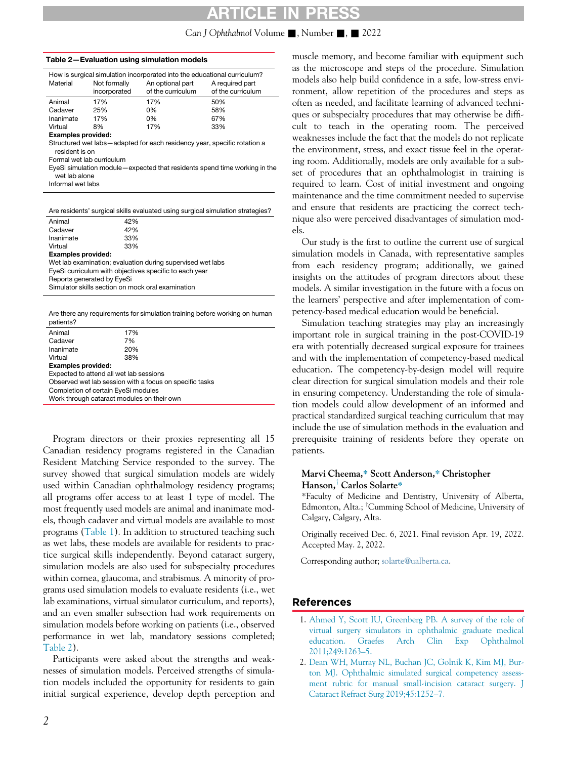**Table 2—Evaluation using simulation models**

How is surgical simulation incorporated into the educational curriculum?

| Material | Not formally incorporated | An optional part of the curriculum | A required part of the curriculum |
|---|---|---|---|
| Animal | 17% | 17% | 50% |
| Cadaver | 25% | 0% | 58% |
| Inanimate | 17% | 0% | 67% |
| Virtual | 8% | 17% | 33% |

**Examples provided:**

Structured wet labs—adapted for each residency year, specific rotation a resident is on

Formal wet lab curriculum

EyeSi simulation module—expected that residents spend time working in the wet lab alone

Informal wet labs

Are residents' surgical skills evaluated using surgical simulation strategies?

| Material | |
|---|---|
| Animal | 42% |
| Cadaver | 42% |
| Inanimate | 33% |
| Virtual | 33% |

**Examples provided:**

Wet lab examination; evaluation during supervised wet labs

EyeSi curriculum with objectives specific to each year

Reports generated by EyeSi

Simulator skills section on mock oral examination

Are there any requirements for simulation training before working on human patients?

| Material | |
|---|---|
| Animal | 17% |
| Cadaver | 7% |
| Inanimate | 20% |
| Virtual | 38% |

**Examples provided:**

Expected to attend all wet lab sessions

Observed wet lab session with a focus on specific tasks

Completion of certain EyeSi modules

Work through cataract modules on their own

Program directors or their proxies representing all 15 Canadian residency programs registered in the Canadian Resident Matching Service responded to the survey. The survey showed that surgical simulation models are widely used within Canadian ophthalmology residency programs; all programs offer access to at least 1 type of model. The most frequently used models are animal and inanimate models, though cadaver and virtual models are available to most programs (Table 1). In addition to structured teaching such as wet labs, these models are available for residents to practice surgical skills independently. Beyond cataract surgery, simulation models are also used for subspecialty procedures within cornea, glaucoma, and strabismus. A minority of programs used simulation models to evaluate residents (i.e., wet lab examinations, virtual simulator curriculum, and reports), and an even smaller subsection had work requirements on simulation models before working on patients (i.e., observed performance in wet lab, mandatory sessions completed; Table 2).

Participants were asked about the strengths and weaknesses of simulation models. Perceived strengths of simulation models included the opportunity for residents to gain initial surgical experience, develop depth perception and muscle memory, and become familiar with equipment such as the microscope and steps of the procedure. Simulation models also help build confidence in a safe, low-stress environment, allow repetition of the procedures and steps as often as needed, and facilitate learning of advanced techniques or subspecialty procedures that may otherwise be difficult to teach in the operating room. The perceived weaknesses include the fact that the models do not replicate the environment, stress, and exact tissue feel in the operating room. Additionally, models are only available for a subset of procedures that an ophthalmologist in training is required to learn. Cost of initial investment and ongoing maintenance and the time commitment needed to supervise and ensure that residents are practicing the correct technique also were perceived disadvantages of simulation models.

Our study is the first to outline the current use of surgical simulation models in Canada, with representative samples from each residency program; additionally, we gained insights on the attitudes of program directors about these models. A similar investigation in the future with a focus on the learners' perspective and after implementation of competency-based medical education would be beneficial.

Simulation teaching strategies may play an increasingly important role in surgical training in the post-COVID-19 era with potentially decreased surgical exposure for trainees and with the implementation of competency-based medical education. The competency-by-design model will require clear direction for surgical simulation models and their role in ensuring competency. Understanding the role of simulation models could allow development of an informed and practical standardized surgical teaching curriculum that may include the use of simulation methods in the evaluation and prerequisite training of residents before they operate on patients.

**Marvi Cheema,[*] Scott Anderson,[*] Christopher Hanson,[†] Carlos Solarte[*]**

[*]Faculty of Medicine and Dentistry, University of Alberta, Edmonton, Alta.; [†]Cumming School of Medicine, University of Calgary, Calgary, Alta.

Originally received Dec. 6, 2021. Final revision Apr. 19, 2022. Accepted May. 2, 2022.

Corresponding author; solarte@ualberta.ca.

## References

1. Ahmed Y, Scott IU, Greenberg PB. A survey of the role of virtual surgery simulators in ophthalmic graduate medical education. Graefes Arch Clin Exp Ophthalmol 2011;249:1263–5.
2. Dean WH, Murray NL, Buchan JC, Golnik K, Kim MJ, Burton MJ. Ophthalmic simulated surgical competency assessment rubric for manual small-incision cataract surgery. J Cataract Refract Surg 2019;45:1252–7.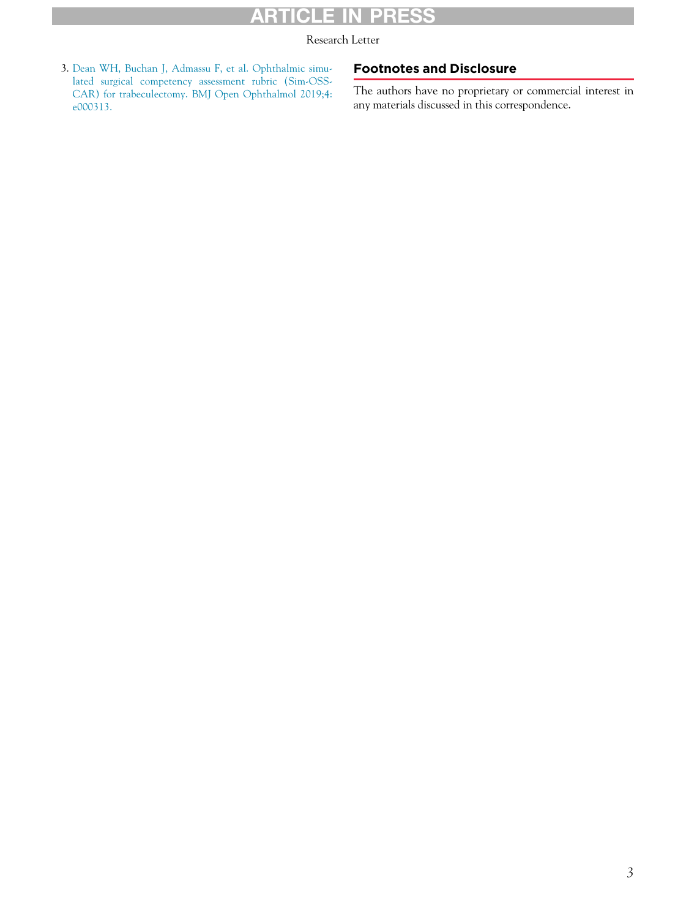3. Dean WH, Buchan J, Admassu F, et al. Ophthalmic simulated surgical competency assessment rubric (Sim-OSSCAR) for trabeculectomy. BMJ Open Ophthalmol 2019;4:e000313.

## Footnotes and Disclosure

The authors have no proprietary or commercial interest in any materials discussed in this correspondence.